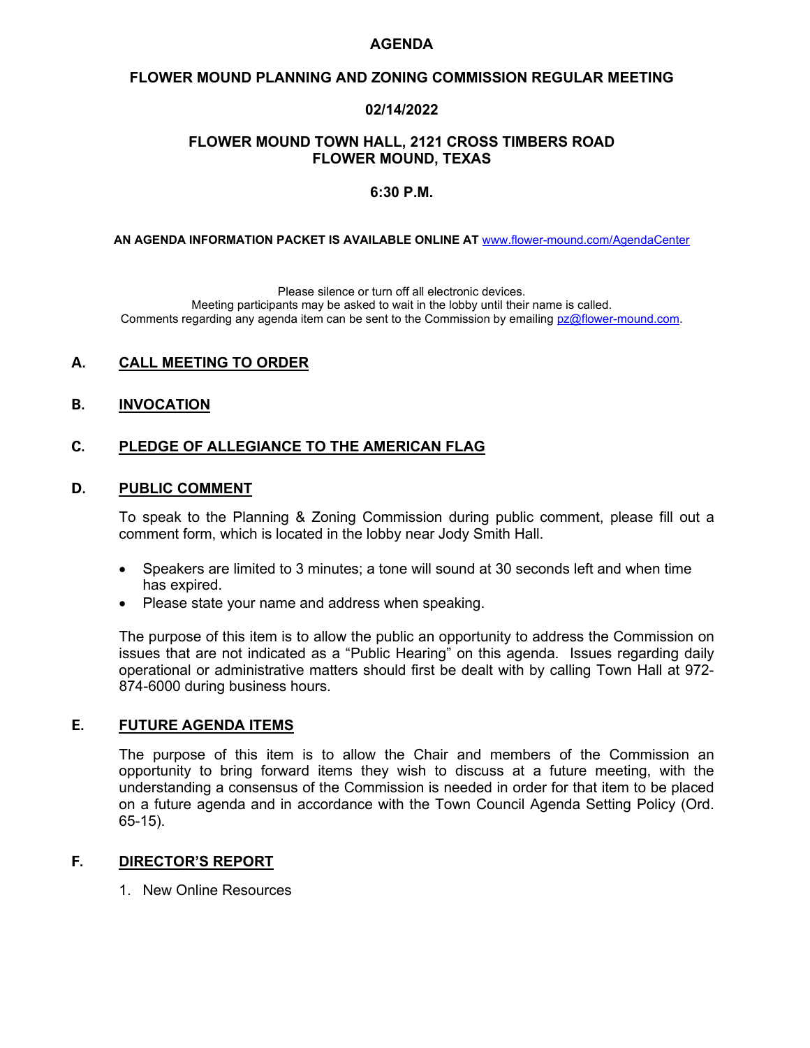# AGENDA

## FLOWER MOUND PLANNING AND ZONING COMMISSION REGULAR MEETING

### 02/14/2022

### FLOWER MOUND TOWN HALL, 2121 CROSS TIMBERS ROAD
### FLOWER MOUND, TEXAS

### 6:30 P.M.

**AN AGENDA INFORMATION PACKET IS AVAILABLE ONLINE AT** www.flower-mound.com/AgendaCenter

Please silence or turn off all electronic devices.
Meeting participants may be asked to wait in the lobby until their name is called.
Comments regarding any agenda item can be sent to the Commission by emailing pz@flower-mound.com.

## A. CALL MEETING TO ORDER

## B. INVOCATION

## C. PLEDGE OF ALLEGIANCE TO THE AMERICAN FLAG

## D. PUBLIC COMMENT

To speak to the Planning & Zoning Commission during public comment, please fill out a comment form, which is located in the lobby near Jody Smith Hall.

- Speakers are limited to 3 minutes; a tone will sound at 30 seconds left and when time has expired.
- Please state your name and address when speaking.

The purpose of this item is to allow the public an opportunity to address the Commission on issues that are not indicated as a "Public Hearing" on this agenda. Issues regarding daily operational or administrative matters should first be dealt with by calling Town Hall at 972-874-6000 during business hours.

## E. FUTURE AGENDA ITEMS

The purpose of this item is to allow the Chair and members of the Commission an opportunity to bring forward items they wish to discuss at a future meeting, with the understanding a consensus of the Commission is needed in order for that item to be placed on a future agenda and in accordance with the Town Council Agenda Setting Policy (Ord. 65-15).

## F. DIRECTOR'S REPORT

1. New Online Resources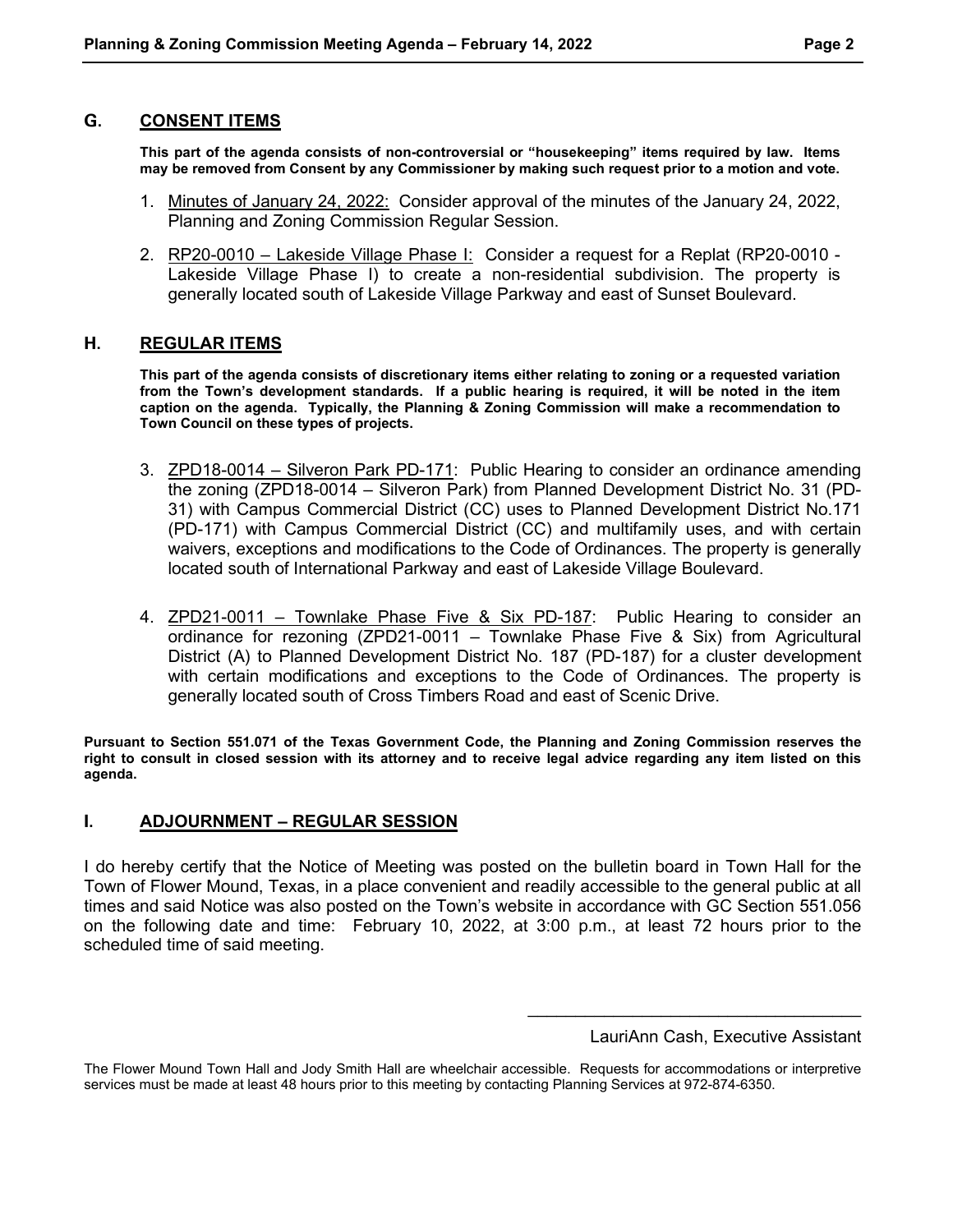## G. CONSENT ITEMS

**This part of the agenda consists of non-controversial or "housekeeping" items required by law. Items may be removed from Consent by any Commissioner by making such request prior to a motion and vote.**

1. Minutes of January 24, 2022: Consider approval of the minutes of the January 24, 2022, Planning and Zoning Commission Regular Session.

2. RP20-0010 – Lakeside Village Phase I: Consider a request for a Replat (RP20-0010 - Lakeside Village Phase I) to create a non-residential subdivision. The property is generally located south of Lakeside Village Parkway and east of Sunset Boulevard.

## H. REGULAR ITEMS

**This part of the agenda consists of discretionary items either relating to zoning or a requested variation from the Town's development standards. If a public hearing is required, it will be noted in the item caption on the agenda. Typically, the Planning & Zoning Commission will make a recommendation to Town Council on these types of projects.**

3. ZPD18-0014 – Silveron Park PD-171: Public Hearing to consider an ordinance amending the zoning (ZPD18-0014 – Silveron Park) from Planned Development District No. 31 (PD-31) with Campus Commercial District (CC) uses to Planned Development District No.171 (PD-171) with Campus Commercial District (CC) and multifamily uses, and with certain waivers, exceptions and modifications to the Code of Ordinances. The property is generally located south of International Parkway and east of Lakeside Village Boulevard.

4. ZPD21-0011 – Townlake Phase Five & Six PD-187: Public Hearing to consider an ordinance for rezoning (ZPD21-0011 – Townlake Phase Five & Six) from Agricultural District (A) to Planned Development District No. 187 (PD-187) for a cluster development with certain modifications and exceptions to the Code of Ordinances. The property is generally located south of Cross Timbers Road and east of Scenic Drive.

**Pursuant to Section 551.071 of the Texas Government Code, the Planning and Zoning Commission reserves the right to consult in closed session with its attorney and to receive legal advice regarding any item listed on this agenda.**

## I. ADJOURNMENT – REGULAR SESSION

I do hereby certify that the Notice of Meeting was posted on the bulletin board in Town Hall for the Town of Flower Mound, Texas, in a place convenient and readily accessible to the general public at all times and said Notice was also posted on the Town's website in accordance with GC Section 551.056 on the following date and time: February 10, 2022, at 3:00 p.m., at least 72 hours prior to the scheduled time of said meeting.

\_\_\_\_\_\_\_\_\_\_\_\_\_\_\_\_\_\_\_\_\_\_\_\_\_\_\_\_\_\_\_\_\_\_\_\_

LauriAnn Cash, Executive Assistant

The Flower Mound Town Hall and Jody Smith Hall are wheelchair accessible. Requests for accommodations or interpretive services must be made at least 48 hours prior to this meeting by contacting Planning Services at 972-874-6350.